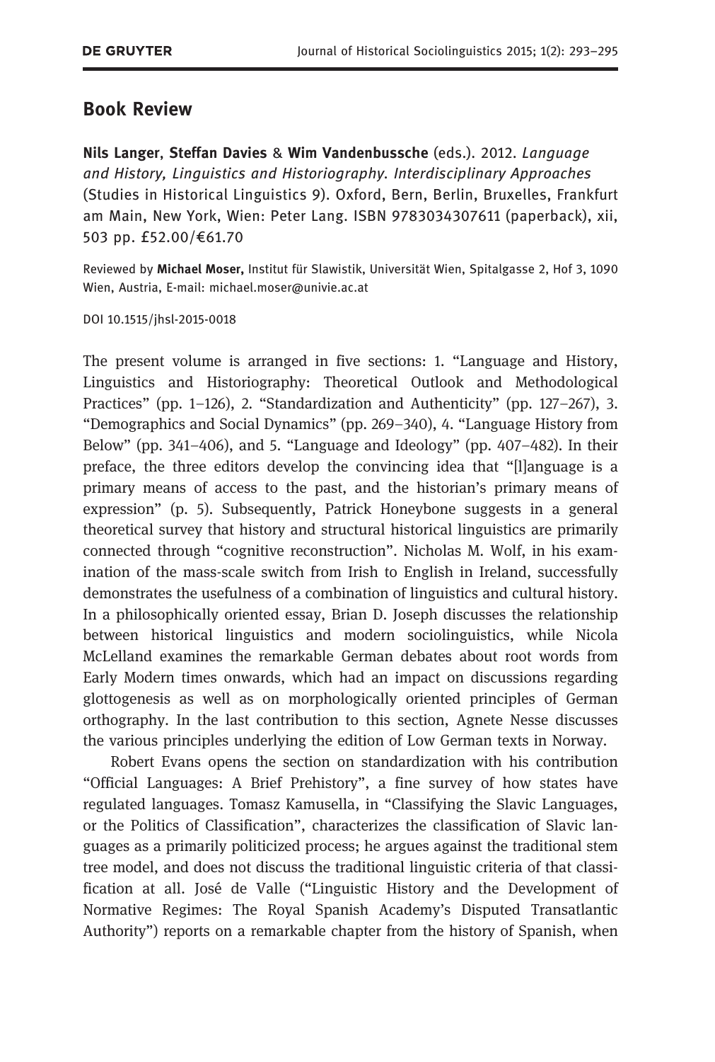## Book Review

**Nils Langer**, **Steffan Davies** & **Wim Vandenbussche** (eds.). 2012. *Language and History, Linguistics and Historiography. Interdisciplinary Approaches* (Studies in Historical Linguistics 9). Oxford, Bern, Berlin, Bruxelles, Frankfurt am Main, New York, Wien: Peter Lang. ISBN 9783034307611 (paperback), xii, 503 pp. £52.00/€61.70

Reviewed by **Michael Moser,** Institut für Slawistik, Universität Wien, Spitalgasse 2, Hof 3, 1090 Wien, Austria, E-mail: michael.moser@univie.ac.at

DOI 10.1515/jhsl-2015-0018

The present volume is arranged in five sections: 1. "Language and History, Linguistics and Historiography: Theoretical Outlook and Methodological Practices" (pp. 1–126), 2. "Standardization and Authenticity" (pp. 127–267), 3. "Demographics and Social Dynamics" (pp. 269–340), 4. "Language History from Below" (pp. 341–406), and 5. "Language and Ideology" (pp. 407–482). In their preface, the three editors develop the convincing idea that "[l]anguage is a primary means of access to the past, and the historian's primary means of expression" (p. 5). Subsequently, Patrick Honeybone suggests in a general theoretical survey that history and structural historical linguistics are primarily connected through "cognitive reconstruction". Nicholas M. Wolf, in his examination of the mass-scale switch from Irish to English in Ireland, successfully demonstrates the usefulness of a combination of linguistics and cultural history. In a philosophically oriented essay, Brian D. Joseph discusses the relationship between historical linguistics and modern sociolinguistics, while Nicola McLelland examines the remarkable German debates about root words from Early Modern times onwards, which had an impact on discussions regarding glottogenesis as well as on morphologically oriented principles of German orthography. In the last contribution to this section, Agnete Nesse discusses the various principles underlying the edition of Low German texts in Norway.

Robert Evans opens the section on standardization with his contribution "Official Languages: A Brief Prehistory", a fine survey of how states have regulated languages. Tomasz Kamusella, in "Classifying the Slavic Languages, or the Politics of Classification", characterizes the classification of Slavic languages as a primarily politicized process; he argues against the traditional stem tree model, and does not discuss the traditional linguistic criteria of that classification at all. José de Valle ("Linguistic History and the Development of Normative Regimes: The Royal Spanish Academy's Disputed Transatlantic Authority") reports on a remarkable chapter from the history of Spanish, when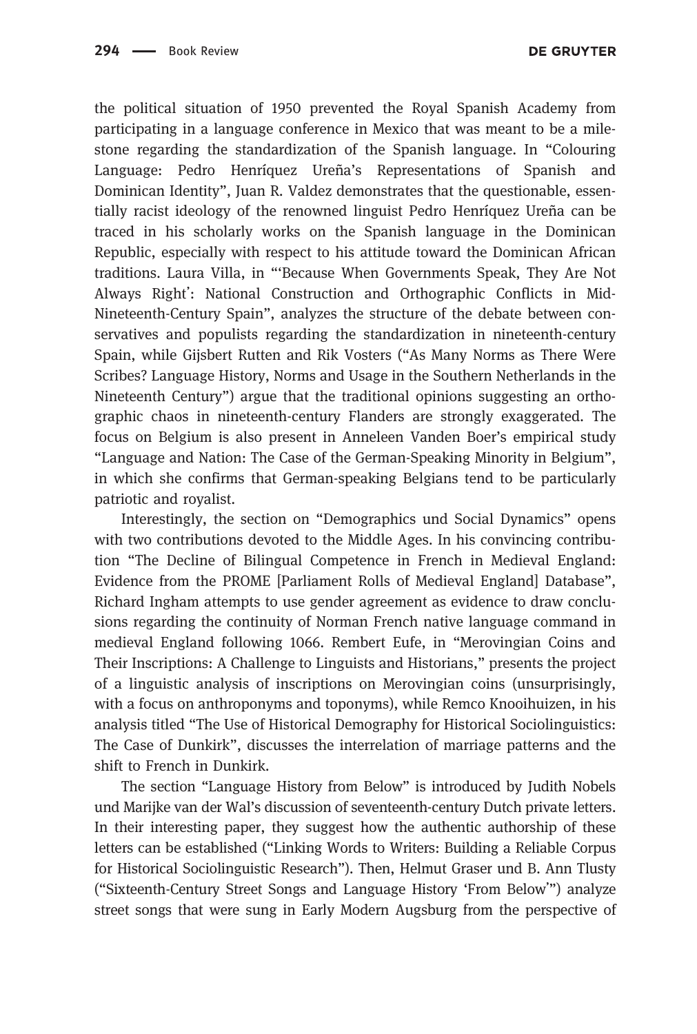the political situation of 1950 prevented the Royal Spanish Academy from participating in a language conference in Mexico that was meant to be a milestone regarding the standardization of the Spanish language. In "Colouring Language: Pedro Henríquez Ureña's Representations of Spanish and Dominican Identity", Juan R. Valdez demonstrates that the questionable, essentially racist ideology of the renowned linguist Pedro Henríquez Ureña can be traced in his scholarly works on the Spanish language in the Dominican Republic, especially with respect to his attitude toward the Dominican African traditions. Laura Villa, in "'Because When Governments Speak, They Are Not Always Right': National Construction and Orthographic Conflicts in Mid-Nineteenth-Century Spain", analyzes the structure of the debate between conservatives and populists regarding the standardization in nineteenth-century Spain, while Gijsbert Rutten and Rik Vosters ("As Many Norms as There Were Scribes? Language History, Norms and Usage in the Southern Netherlands in the Nineteenth Century") argue that the traditional opinions suggesting an orthographic chaos in nineteenth-century Flanders are strongly exaggerated. The focus on Belgium is also present in Anneleen Vanden Boer's empirical study "Language and Nation: The Case of the German-Speaking Minority in Belgium", in which she confirms that German-speaking Belgians tend to be particularly patriotic and royalist.

Interestingly, the section on "Demographics und Social Dynamics" opens with two contributions devoted to the Middle Ages. In his convincing contribution "The Decline of Bilingual Competence in French in Medieval England: Evidence from the PROME [Parliament Rolls of Medieval England] Database", Richard Ingham attempts to use gender agreement as evidence to draw conclusions regarding the continuity of Norman French native language command in medieval England following 1066. Rembert Eufe, in "Merovingian Coins and Their Inscriptions: A Challenge to Linguists and Historians," presents the project of a linguistic analysis of inscriptions on Merovingian coins (unsurprisingly, with a focus on anthroponyms and toponyms), while Remco Knooihuizen, in his analysis titled "The Use of Historical Demography for Historical Sociolinguistics: The Case of Dunkirk", discusses the interrelation of marriage patterns and the shift to French in Dunkirk.

The section "Language History from Below" is introduced by Judith Nobels und Marijke van der Wal's discussion of seventeenth-century Dutch private letters. In their interesting paper, they suggest how the authentic authorship of these letters can be established ("Linking Words to Writers: Building a Reliable Corpus for Historical Sociolinguistic Research"). Then, Helmut Graser und B. Ann Tlusty ("Sixteenth-Century Street Songs and Language History 'From Below'") analyze street songs that were sung in Early Modern Augsburg from the perspective of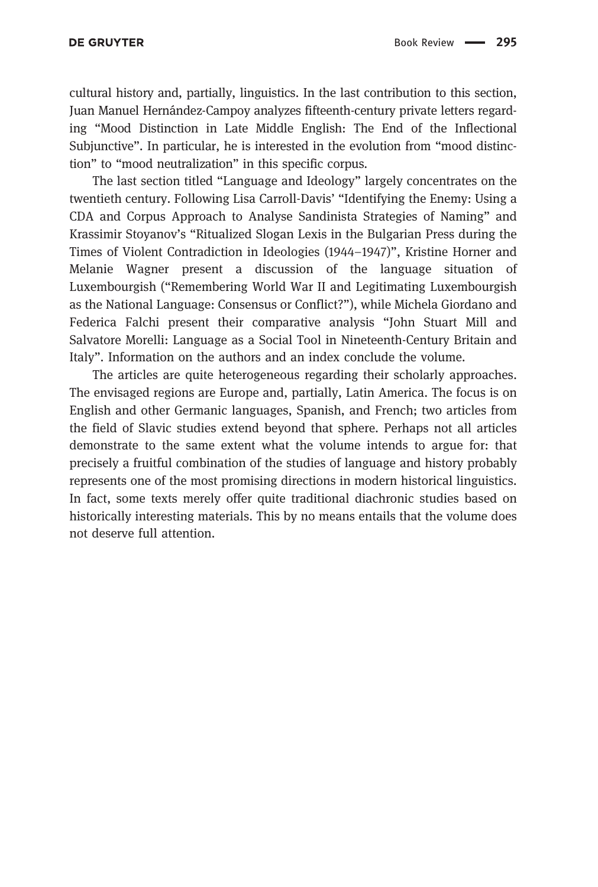cultural history and, partially, linguistics. In the last contribution to this section, Juan Manuel Hernández-Campoy analyzes fifteenth-century private letters regarding "Mood Distinction in Late Middle English: The End of the Inflectional Subjunctive". In particular, he is interested in the evolution from "mood distinction" to "mood neutralization" in this specific corpus.

The last section titled "Language and Ideology" largely concentrates on the twentieth century. Following Lisa Carroll-Davis' "Identifying the Enemy: Using a CDA and Corpus Approach to Analyse Sandinista Strategies of Naming" and Krassimir Stoyanov's "Ritualized Slogan Lexis in the Bulgarian Press during the Times of Violent Contradiction in Ideologies (1944–1947)", Kristine Horner and Melanie Wagner present a discussion of the language situation of Luxembourgish ("Remembering World War II and Legitimating Luxembourgish as the National Language: Consensus or Conflict?"), while Michela Giordano and Federica Falchi present their comparative analysis "John Stuart Mill and Salvatore Morelli: Language as a Social Tool in Nineteenth-Century Britain and Italy". Information on the authors and an index conclude the volume.

The articles are quite heterogeneous regarding their scholarly approaches. The envisaged regions are Europe and, partially, Latin America. The focus is on English and other Germanic languages, Spanish, and French; two articles from the field of Slavic studies extend beyond that sphere. Perhaps not all articles demonstrate to the same extent what the volume intends to argue for: that precisely a fruitful combination of the studies of language and history probably represents one of the most promising directions in modern historical linguistics. In fact, some texts merely offer quite traditional diachronic studies based on historically interesting materials. This by no means entails that the volume does not deserve full attention.